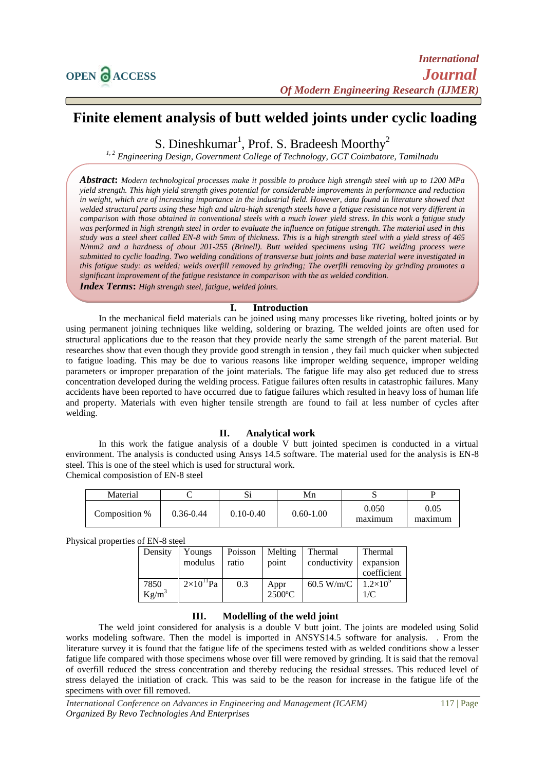# Finite element analysis of butt welded joints under cyclic loading

S. Dineshkumar[1], Prof. S. Bradeesh Moorthy[2]

*[1,2] Engineering Design, Government College of Technology, GCT Coimbatore, Tamilnadu*

***Abstract*:** *Modern technological processes make it possible to produce high strength steel with up to 1200 MPa yield strength. This high yield strength gives potential for considerable improvements in performance and reduction in weight, which are of increasing importance in the industrial field. However, data found in literature showed that welded structural parts using these high and ultra-high strength steels have a fatigue resistance not very different in comparison with those obtained in conventional steels with a much lower yield stress. In this work a fatigue study was performed in high strength steel in order to evaluate the influence on fatigue strength. The material used in this study was a steel sheet called EN-8 with 5mm of thickness. This is a high strength steel with a yield stress of 465 N/mm2 and a hardness of about 201-255 (Brinell). Butt welded specimens using TIG welding process were submitted to cyclic loading. Two welding conditions of transverse butt joints and base material were investigated in this fatigue study: as welded; welds overfill removed by grinding; The overfill removing by grinding promotes a significant improvement of the fatigue resistance in comparison with the as welded condition.*

***Index Terms*:** *High strength steel, fatigue, welded joints.*

## I. Introduction

In the mechanical field materials can be joined using many processes like riveting, bolted joints or by using permanent joining techniques like welding, soldering or brazing. The welded joints are often used for structural applications due to the reason that they provide nearly the same strength of the parent material. But researches show that even though they provide good strength in tension , they fail much quicker when subjected to fatigue loading. This may be due to various reasons like improper welding sequence, improper welding parameters or improper preparation of the joint materials. The fatigue life may also get reduced due to stress concentration developed during the welding process. Fatigue failures often results in catastrophic failures. Many accidents have been reported to have occurred due to fatigue failures which resulted in heavy loss of human life and property. Materials with even higher tensile strength are found to fail at less number of cycles after welding.

## II. Analytical work

In this work the fatigue analysis of a double V butt jointed specimen is conducted in a virtual environment. The analysis is conducted using Ansys 14.5 software. The material used for the analysis is EN-8 steel. This is one of the steel which is used for structural work.

Chemical composition of EN-8 steel

| Material | C | Si | Mn | S | P |
|---|---|---|---|---|---|
| Composition % | 0.36-0.44 | 0.10-0.40 | 0.60-1.00 | 0.050 maximum | 0.05 maximum |

Physical properties of EN-8 steel

| Density | Youngs modulus | Poisson ratio | Melting point | Thermal conductivity | Thermal expansion coefficient |
|---|---|---|---|---|---|
| 7850 $Kg/m^3$ | $2\times10^{11}$Pa | 0.3 | Appr 2500ºC | 60.5 W/m/C | $1.2\times10^{5}$ 1/C |

## III. Modelling of the weld joint

The weld joint considered for analysis is a double V butt joint. The joints are modeled using Solid works modeling software. Then the model is imported in ANSYS14.5 software for analysis. . From the literature survey it is found that the fatigue life of the specimens tested with as welded conditions show a lesser fatigue life compared with those specimens whose over fill were removed by grinding. It is said that the removal of overfill reduced the stress concentration and thereby reducing the residual stresses. This reduced level of stress delayed the initiation of crack. This was said to be the reason for increase in the fatigue life of the specimens with over fill removed.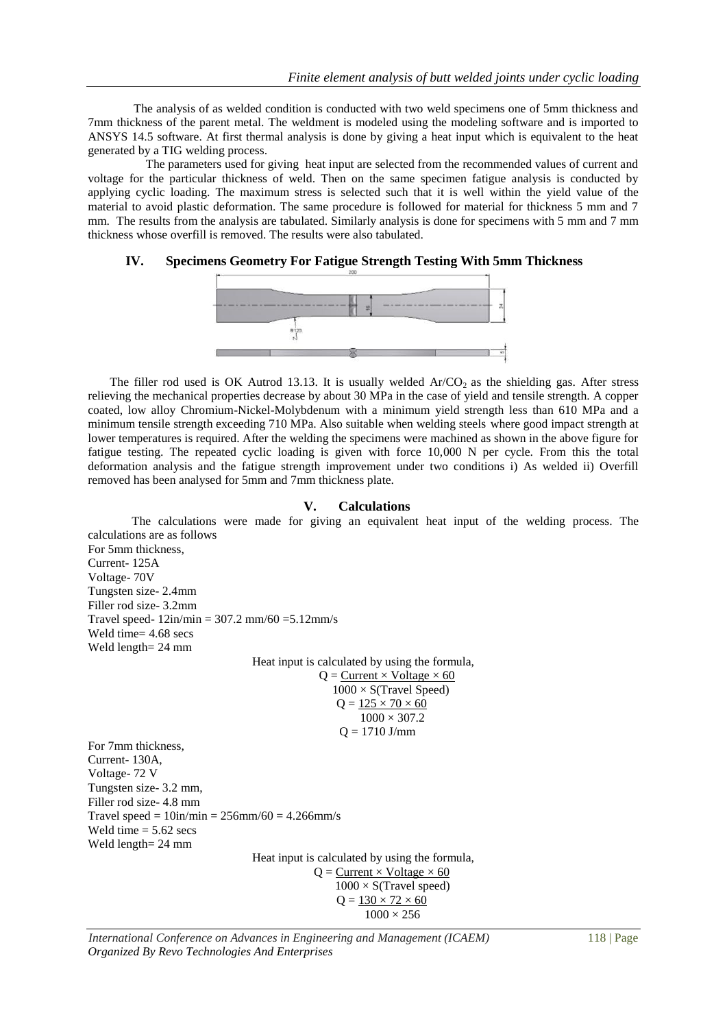The analysis of as welded condition is conducted with two weld specimens one of 5mm thickness and 7mm thickness of the parent metal. The weldment is modeled using the modeling software and is imported to ANSYS 14.5 software. At first thermal analysis is done by giving a heat input which is equivalent to the heat generated by a TIG welding process.

The parameters used for giving heat input are selected from the recommended values of current and voltage for the particular thickness of weld. Then on the same specimen fatigue analysis is conducted by applying cyclic loading. The maximum stress is selected such that it is well within the yield value of the material to avoid plastic deformation. The same procedure is followed for material for thickness 5 mm and 7 mm. The results from the analysis are tabulated. Similarly analysis is done for specimens with 5 mm and 7 mm thickness whose overfill is removed. The results were also tabulated.

## IV. Specimens Geometry For Fatigue Strength Testing With 5mm Thickness

The filler rod used is OK Autrod 13.13. It is usually welded $Ar/CO_2$ as the shielding gas. After stress relieving the mechanical properties decrease by about 30 MPa in the case of yield and tensile strength. A copper coated, low alloy Chromium-Nickel-Molybdenum with a minimum yield strength less than 610 MPa and a minimum tensile strength exceeding 710 MPa. Also suitable when welding steels where good impact strength at lower temperatures is required. After the welding the specimens were machined as shown in the above figure for fatigue testing. The repeated cyclic loading is given with force 10,000 N per cycle. From this the total deformation analysis and the fatigue strength improvement under two conditions i) As welded ii) Overfill removed has been analysed for 5mm and 7mm thickness plate.

## V. Calculations

The calculations were made for giving an equivalent heat input of the welding process. The calculations are as follows

For 5mm thickness,
Current- 125A
Voltage- 70V
Tungsten size- 2.4mm
Filler rod size- 3.2mm
Travel speed- 12in/min = 307.2 mm/60 =5.12mm/s
Weld time= 4.68 secs
Weld length= 24 mm

Heat input is calculated by using the formula,

$$Q = \frac{\text{Current} \times \text{Voltage} \times 60}{1000 \times \text{S(Travel Speed)}}$$

$$Q = \frac{125 \times 70 \times 60}{1000 \times 307.2}$$

$$Q = 1710 \text{ J/mm}$$

For 7mm thickness,
Current- 130A,
Voltage- 72 V
Tungsten size- 3.2 mm,
Filler rod size- 4.8 mm
Travel speed = 10in/min = 256mm/60 = 4.266mm/s
Weld time = 5.62 secs
Weld length= 24 mm

Heat input is calculated by using the formula,

$$Q = \frac{\text{Current} \times \text{Voltage} \times 60}{1000 \times \text{S(Travel speed)}}$$

$$Q = \frac{130 \times 72 \times 60}{1000 \times 256}$$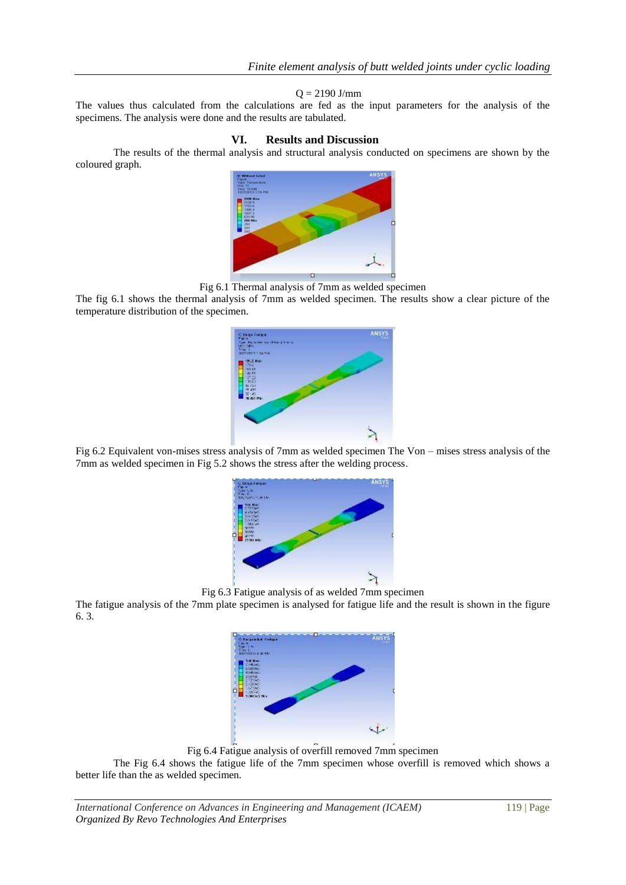$$Q = 2190 \text{ J/mm}$$

The values thus calculated from the calculations are fed as the input parameters for the analysis of the specimens. The analysis were done and the results are tabulated.

## VI. Results and Discussion

The results of the thermal analysis and structural analysis conducted on specimens are shown by the coloured graph.

Fig 6.1 Thermal analysis of 7mm as welded specimen

The fig 6.1 shows the thermal analysis of 7mm as welded specimen. The results show a clear picture of the temperature distribution of the specimen.

Fig 6.2 Equivalent von-mises stress analysis of 7mm as welded specimen The Von – mises stress analysis of the 7mm as welded specimen in Fig 5.2 shows the stress after the welding process.

Fig 6.3 Fatigue analysis of as welded 7mm specimen

The fatigue analysis of the 7mm plate specimen is analysed for fatigue life and the result is shown in the figure 6. 3.

Fig 6.4 Fatigue analysis of overfill removed 7mm specimen

The Fig 6.4 shows the fatigue life of the 7mm specimen whose overfill is removed which shows a better life than the as welded specimen.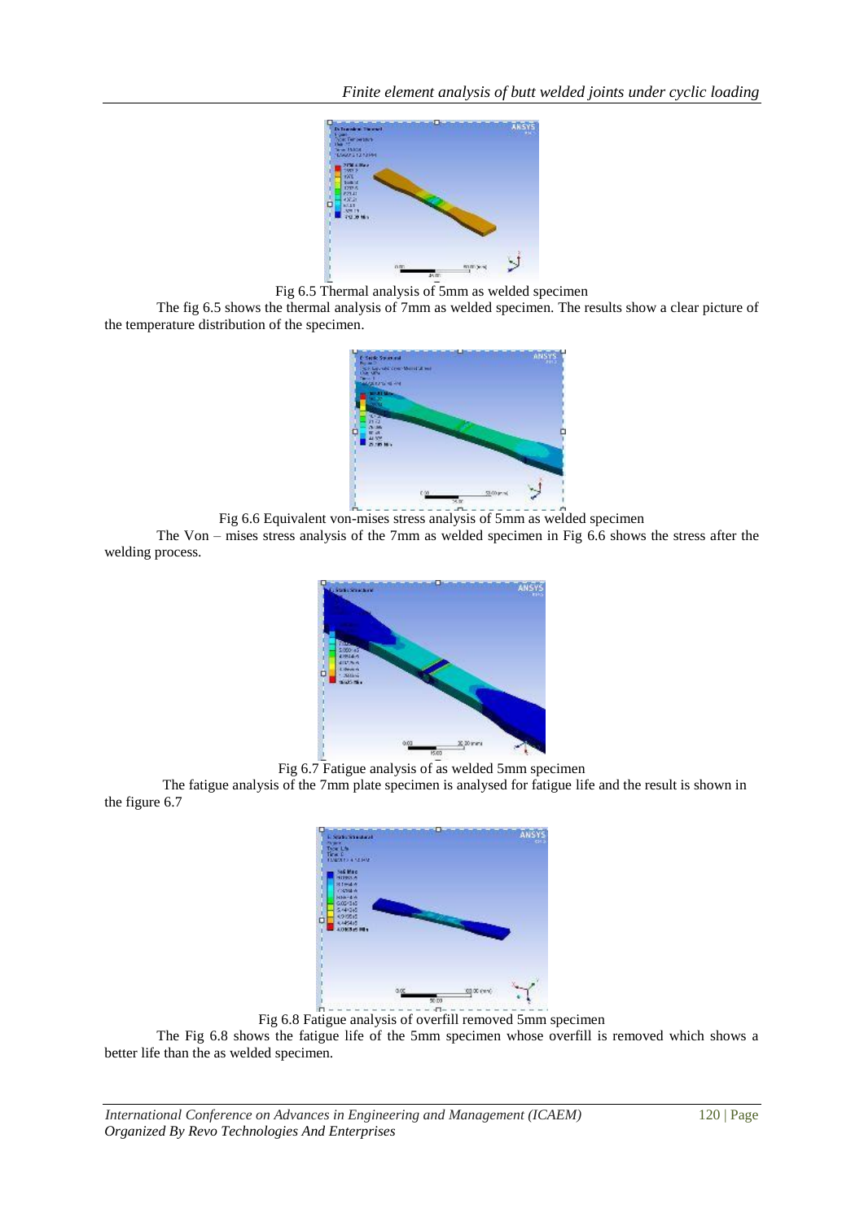Fig 6.5 Thermal analysis of 5mm as welded specimen

The fig 6.5 shows the thermal analysis of 7mm as welded specimen. The results show a clear picture of the temperature distribution of the specimen.

Fig 6.6 Equivalent von-mises stress analysis of 5mm as welded specimen

The Von – mises stress analysis of the 7mm as welded specimen in Fig 6.6 shows the stress after the welding process.

Fig 6.7 Fatigue analysis of as welded 5mm specimen

The fatigue analysis of the 7mm plate specimen is analysed for fatigue life and the result is shown in the figure 6.7

Fig 6.8 Fatigue analysis of overfill removed 5mm specimen

The Fig 6.8 shows the fatigue life of the 5mm specimen whose overfill is removed which shows a better life than the as welded specimen.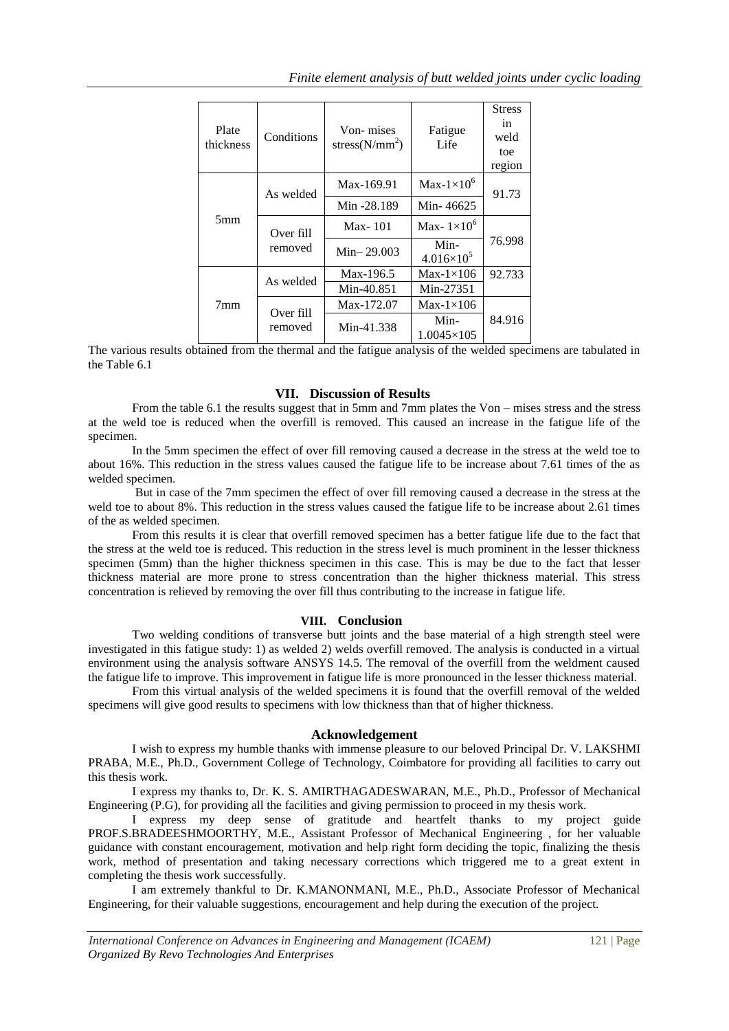| Plate thickness | Conditions | Von- mises stress($N/mm^2$) | Fatigue Life | Stress in weld toe region |
|---|---|---|---|---|
| 5mm | As welded | Max-169.91 | Max-$1\times10^6$ | 91.73 |
| | | Min -28.189 | Min- 46625 | |
| | Over fill removed | Max- 101 | Max- $1\times10^6$ | 76.998 |
| | | Min– 29.003 | Min- $4.016\times10^5$ | |
| 7mm | As welded | Max-196.5 | Max-1×106 | 92.733 |
| | | Min-40.851 | Min-27351 | |
| | Over fill removed | Max-172.07 | Max-1×106 | 84.916 |
| | | Min-41.338 | Min- 1.0045×105 | |

The various results obtained from the thermal and the fatigue analysis of the welded specimens are tabulated in the Table 6.1

## VII. Discussion of Results

From the table 6.1 the results suggest that in 5mm and 7mm plates the Von – mises stress and the stress at the weld toe is reduced when the overfill is removed. This caused an increase in the fatigue life of the specimen.

In the 5mm specimen the effect of over fill removing caused a decrease in the stress at the weld toe to about 16%. This reduction in the stress values caused the fatigue life to be increase about 7.61 times of the as welded specimen.

But in case of the 7mm specimen the effect of over fill removing caused a decrease in the stress at the weld toe to about 8%. This reduction in the stress values caused the fatigue life to be increase about 2.61 times of the as welded specimen.

From this results it is clear that overfill removed specimen has a better fatigue life due to the fact that the stress at the weld toe is reduced. This reduction in the stress level is much prominent in the lesser thickness specimen (5mm) than the higher thickness specimen in this case. This is may be due to the fact that lesser thickness material are more prone to stress concentration than the higher thickness material. This stress concentration is relieved by removing the over fill thus contributing to the increase in fatigue life.

## VIII. Conclusion

Two welding conditions of transverse butt joints and the base material of a high strength steel were investigated in this fatigue study: 1) as welded 2) welds overfill removed. The analysis is conducted in a virtual environment using the analysis software ANSYS 14.5. The removal of the overfill from the weldment caused the fatigue life to improve. This improvement in fatigue life is more pronounced in the lesser thickness material.

From this virtual analysis of the welded specimens it is found that the overfill removal of the welded specimens will give good results to specimens with low thickness than that of higher thickness.

## Acknowledgement

I wish to express my humble thanks with immense pleasure to our beloved Principal Dr. V. LAKSHMI PRABA, M.E., Ph.D., Government College of Technology, Coimbatore for providing all facilities to carry out this thesis work.

I express my thanks to, Dr. K. S. AMIRTHAGADESWARAN, M.E., Ph.D., Professor of Mechanical Engineering (P.G), for providing all the facilities and giving permission to proceed in my thesis work.

I express my deep sense of gratitude and heartfelt thanks to my project guide PROF.S.BRADEESHMOORTHY, M.E., Assistant Professor of Mechanical Engineering , for her valuable guidance with constant encouragement, motivation and help right form deciding the topic, finalizing the thesis work, method of presentation and taking necessary corrections which triggered me to a great extent in completing the thesis work successfully.

I am extremely thankful to Dr. K.MANONMANI, M.E., Ph.D., Associate Professor of Mechanical Engineering, for their valuable suggestions, encouragement and help during the execution of the project.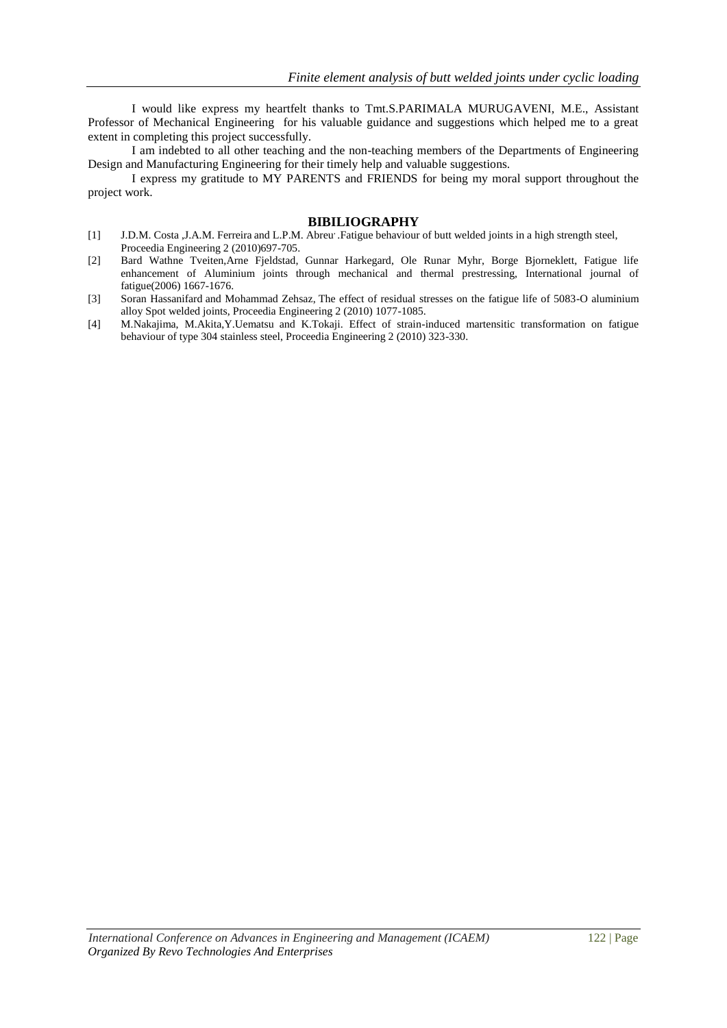I would like express my heartfelt thanks to Tmt.S.PARIMALA MURUGAVENI, M.E., Assistant Professor of Mechanical Engineering for his valuable guidance and suggestions which helped me to a great extent in completing this project successfully.

I am indebted to all other teaching and the non-teaching members of the Departments of Engineering Design and Manufacturing Engineering for their timely help and valuable suggestions.

I express my gratitude to MY PARENTS and FRIENDS for being my moral support throughout the project work.

## BIBILIOGRAPHY

[1] J.D.M. Costa ,J.A.M. Ferreira and L.P.M. Abreu .Fatigue behaviour of butt welded joints in a high strength steel, Proceedia Engineering 2 (2010)697-705.

[2] Bard Wathne Tveiten,Arne Fjeldstad, Gunnar Harkegard, Ole Runar Myhr, Borge Bjorneklett, Fatigue life enhancement of Aluminium joints through mechanical and thermal prestressing, International journal of fatigue(2006) 1667-1676.

[3] Soran Hassanifard and Mohammad Zehsaz, The effect of residual stresses on the fatigue life of 5083-O aluminium alloy Spot welded joints, Proceedia Engineering 2 (2010) 1077-1085.

[4] M.Nakajima, M.Akita,Y.Uematsu and K.Tokaji. Effect of strain-induced martensitic transformation on fatigue behaviour of type 304 stainless steel, Proceedia Engineering 2 (2010) 323-330.